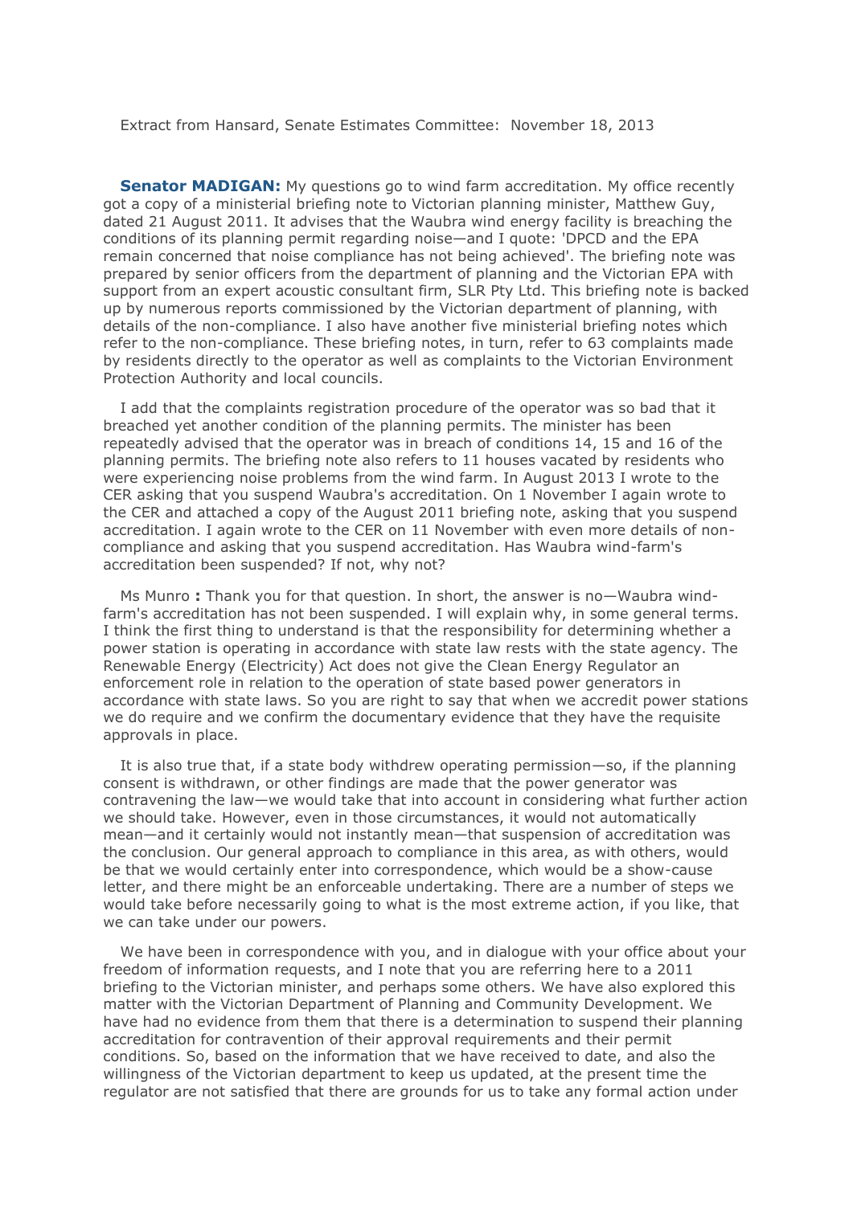Extract from Hansard, Senate Estimates Committee: November 18, 2013

**Senator MADIGAN:** My questions go to wind farm accreditation. My office recently got a copy of a ministerial briefing note to Victorian planning minister, Matthew Guy, dated 21 August 2011. It advises that the Waubra wind energy facility is breaching the conditions of its planning permit regarding noise—and I quote: 'DPCD and the EPA remain concerned that noise compliance has not being achieved'. The briefing note was prepared by senior officers from the department of planning and the Victorian EPA with support from an expert acoustic consultant firm, SLR Pty Ltd. This briefing note is backed up by numerous reports commissioned by the Victorian department of planning, with details of the non-compliance. I also have another five ministerial briefing notes which refer to the non-compliance. These briefing notes, in turn, refer to 63 complaints made by residents directly to the operator as well as complaints to the Victorian Environment Protection Authority and local councils.

I add that the complaints registration procedure of the operator was so bad that it breached yet another condition of the planning permits. The minister has been repeatedly advised that the operator was in breach of conditions 14, 15 and 16 of the planning permits. The briefing note also refers to 11 houses vacated by residents who were experiencing noise problems from the wind farm. In August 2013 I wrote to the CER asking that you suspend Waubra's accreditation. On 1 November I again wrote to the CER and attached a copy of the August 2011 briefing note, asking that you suspend accreditation. I again wrote to the CER on 11 November with even more details of non-compliance and asking that you suspend accreditation. Has Waubra wind-farm's accreditation been suspended? If not, why not?

Ms Munro **:** Thank you for that question. In short, the answer is no—Waubra wind-farm's accreditation has not been suspended. I will explain why, in some general terms. I think the first thing to understand is that the responsibility for determining whether a power station is operating in accordance with state law rests with the state agency. The Renewable Energy (Electricity) Act does not give the Clean Energy Regulator an enforcement role in relation to the operation of state based power generators in accordance with state laws. So you are right to say that when we accredit power stations we do require and we confirm the documentary evidence that they have the requisite approvals in place.

It is also true that, if a state body withdrew operating permission—so, if the planning consent is withdrawn, or other findings are made that the power generator was contravening the law—we would take that into account in considering what further action we should take. However, even in those circumstances, it would not automatically mean—and it certainly would not instantly mean—that suspension of accreditation was the conclusion. Our general approach to compliance in this area, as with others, would be that we would certainly enter into correspondence, which would be a show-cause letter, and there might be an enforceable undertaking. There are a number of steps we would take before necessarily going to what is the most extreme action, if you like, that we can take under our powers.

We have been in correspondence with you, and in dialogue with your office about your freedom of information requests, and I note that you are referring here to a 2011 briefing to the Victorian minister, and perhaps some others. We have also explored this matter with the Victorian Department of Planning and Community Development. We have had no evidence from them that there is a determination to suspend their planning accreditation for contravention of their approval requirements and their permit conditions. So, based on the information that we have received to date, and also the willingness of the Victorian department to keep us updated, at the present time the regulator are not satisfied that there are grounds for us to take any formal action under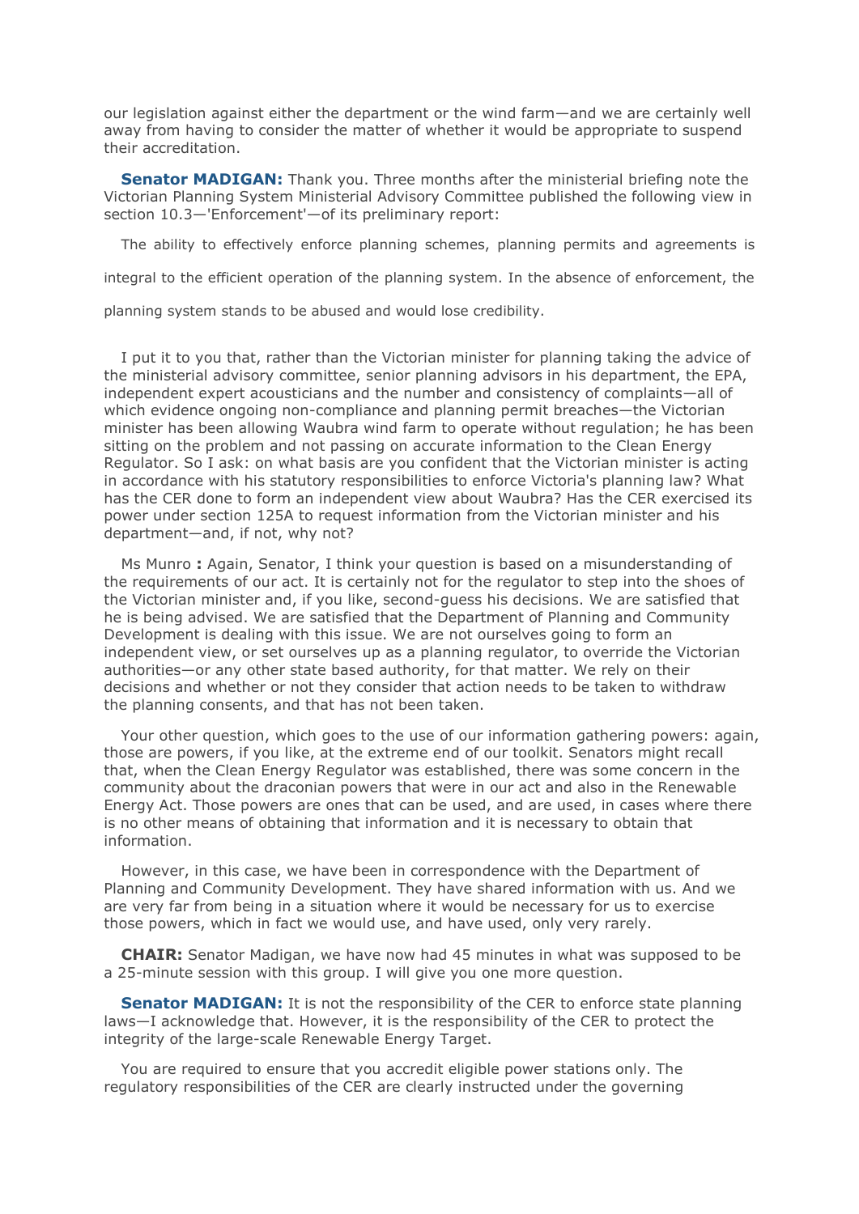our legislation against either the department or the wind farm—and we are certainly well away from having to consider the matter of whether it would be appropriate to suspend their accreditation.

**Senator MADIGAN:** Thank you. Three months after the ministerial briefing note the Victorian Planning System Ministerial Advisory Committee published the following view in section 10.3—'Enforcement'—of its preliminary report:

> The ability to effectively enforce planning schemes, planning permits and agreements is integral to the efficient operation of the planning system. In the absence of enforcement, the planning system stands to be abused and would lose credibility.

I put it to you that, rather than the Victorian minister for planning taking the advice of the ministerial advisory committee, senior planning advisors in his department, the EPA, independent expert acousticians and the number and consistency of complaints—all of which evidence ongoing non-compliance and planning permit breaches—the Victorian minister has been allowing Waubra wind farm to operate without regulation; he has been sitting on the problem and not passing on accurate information to the Clean Energy Regulator. So I ask: on what basis are you confident that the Victorian minister is acting in accordance with his statutory responsibilities to enforce Victoria's planning law? What has the CER done to form an independent view about Waubra? Has the CER exercised its power under section 125A to request information from the Victorian minister and his department—and, if not, why not?

Ms Munro **:** Again, Senator, I think your question is based on a misunderstanding of the requirements of our act. It is certainly not for the regulator to step into the shoes of the Victorian minister and, if you like, second-guess his decisions. We are satisfied that he is being advised. We are satisfied that the Department of Planning and Community Development is dealing with this issue. We are not ourselves going to form an independent view, or set ourselves up as a planning regulator, to override the Victorian authorities—or any other state based authority, for that matter. We rely on their decisions and whether or not they consider that action needs to be taken to withdraw the planning consents, and that has not been taken.

Your other question, which goes to the use of our information gathering powers: again, those are powers, if you like, at the extreme end of our toolkit. Senators might recall that, when the Clean Energy Regulator was established, there was some concern in the community about the draconian powers that were in our act and also in the Renewable Energy Act. Those powers are ones that can be used, and are used, in cases where there is no other means of obtaining that information and it is necessary to obtain that information.

However, in this case, we have been in correspondence with the Department of Planning and Community Development. They have shared information with us. And we are very far from being in a situation where it would be necessary for us to exercise those powers, which in fact we would use, and have used, only very rarely.

**CHAIR:** Senator Madigan, we have now had 45 minutes in what was supposed to be a 25-minute session with this group. I will give you one more question.

**Senator MADIGAN:** It is not the responsibility of the CER to enforce state planning laws—I acknowledge that. However, it is the responsibility of the CER to protect the integrity of the large-scale Renewable Energy Target.

You are required to ensure that you accredit eligible power stations only. The regulatory responsibilities of the CER are clearly instructed under the governing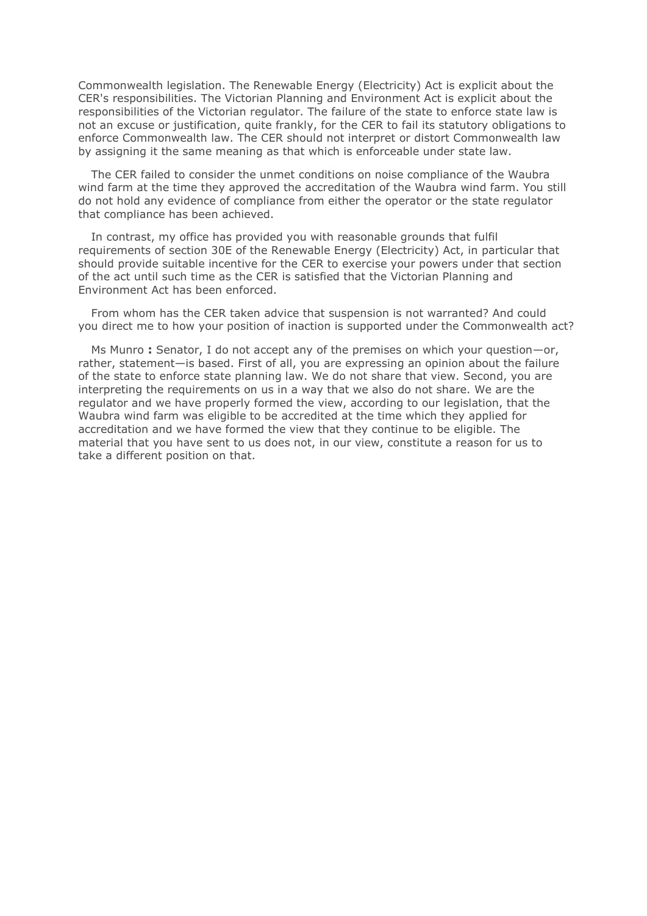Commonwealth legislation. The Renewable Energy (Electricity) Act is explicit about the CER's responsibilities. The Victorian Planning and Environment Act is explicit about the responsibilities of the Victorian regulator. The failure of the state to enforce state law is not an excuse or justification, quite frankly, for the CER to fail its statutory obligations to enforce Commonwealth law. The CER should not interpret or distort Commonwealth law by assigning it the same meaning as that which is enforceable under state law.

The CER failed to consider the unmet conditions on noise compliance of the Waubra wind farm at the time they approved the accreditation of the Waubra wind farm. You still do not hold any evidence of compliance from either the operator or the state regulator that compliance has been achieved.

In contrast, my office has provided you with reasonable grounds that fulfil requirements of section 30E of the Renewable Energy (Electricity) Act, in particular that should provide suitable incentive for the CER to exercise your powers under that section of the act until such time as the CER is satisfied that the Victorian Planning and Environment Act has been enforced.

From whom has the CER taken advice that suspension is not warranted? And could you direct me to how your position of inaction is supported under the Commonwealth act?

Ms Munro **:** Senator, I do not accept any of the premises on which your question—or, rather, statement—is based. First of all, you are expressing an opinion about the failure of the state to enforce state planning law. We do not share that view. Second, you are interpreting the requirements on us in a way that we also do not share. We are the regulator and we have properly formed the view, according to our legislation, that the Waubra wind farm was eligible to be accredited at the time which they applied for accreditation and we have formed the view that they continue to be eligible. The material that you have sent to us does not, in our view, constitute a reason for us to take a different position on that.